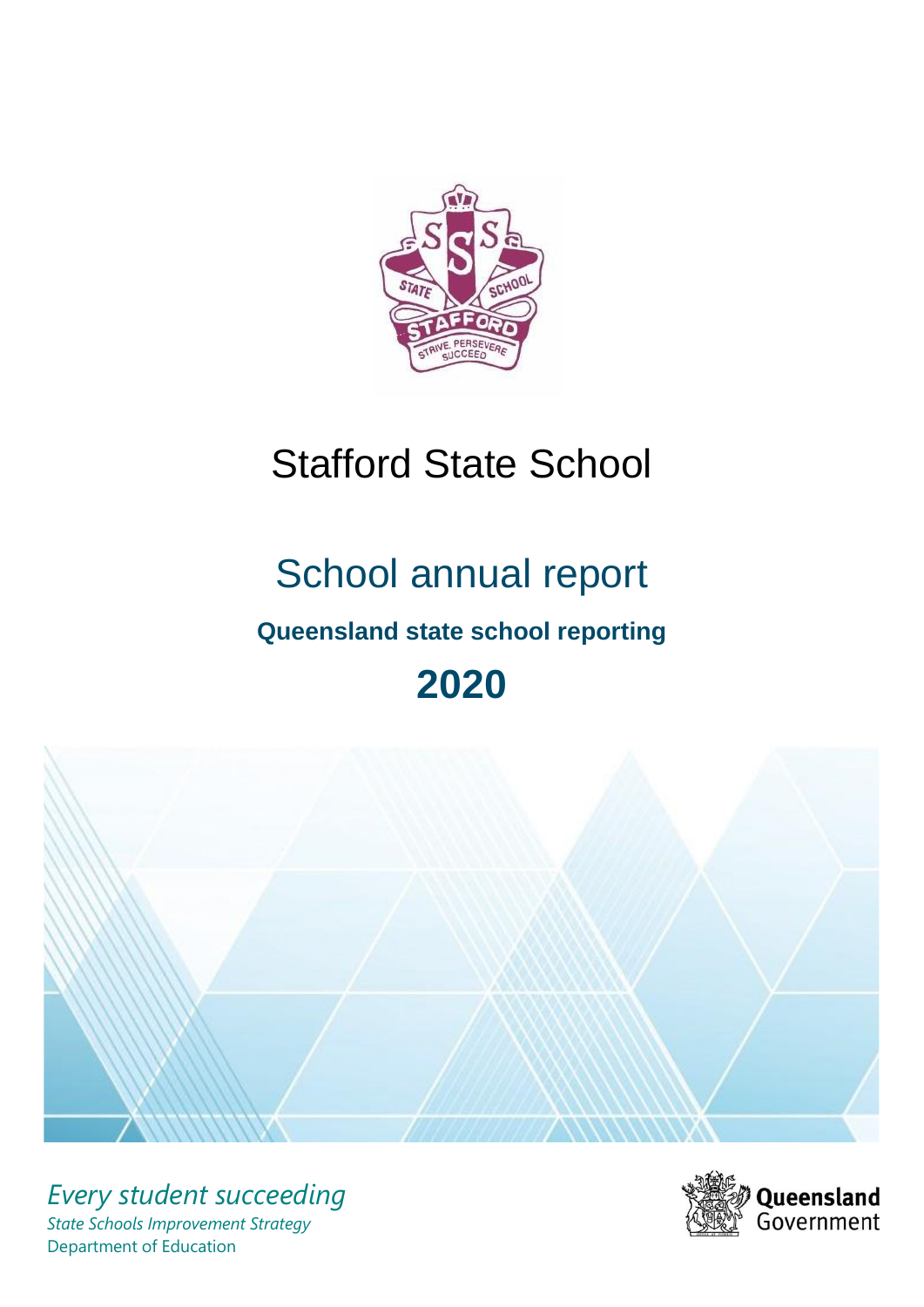# Stafford State School

## School annual report

**Queensland state school reporting**

# 2020

*Every student succeeding*

*State Schools Improvement Strategy*

Department of Education

Queensland Government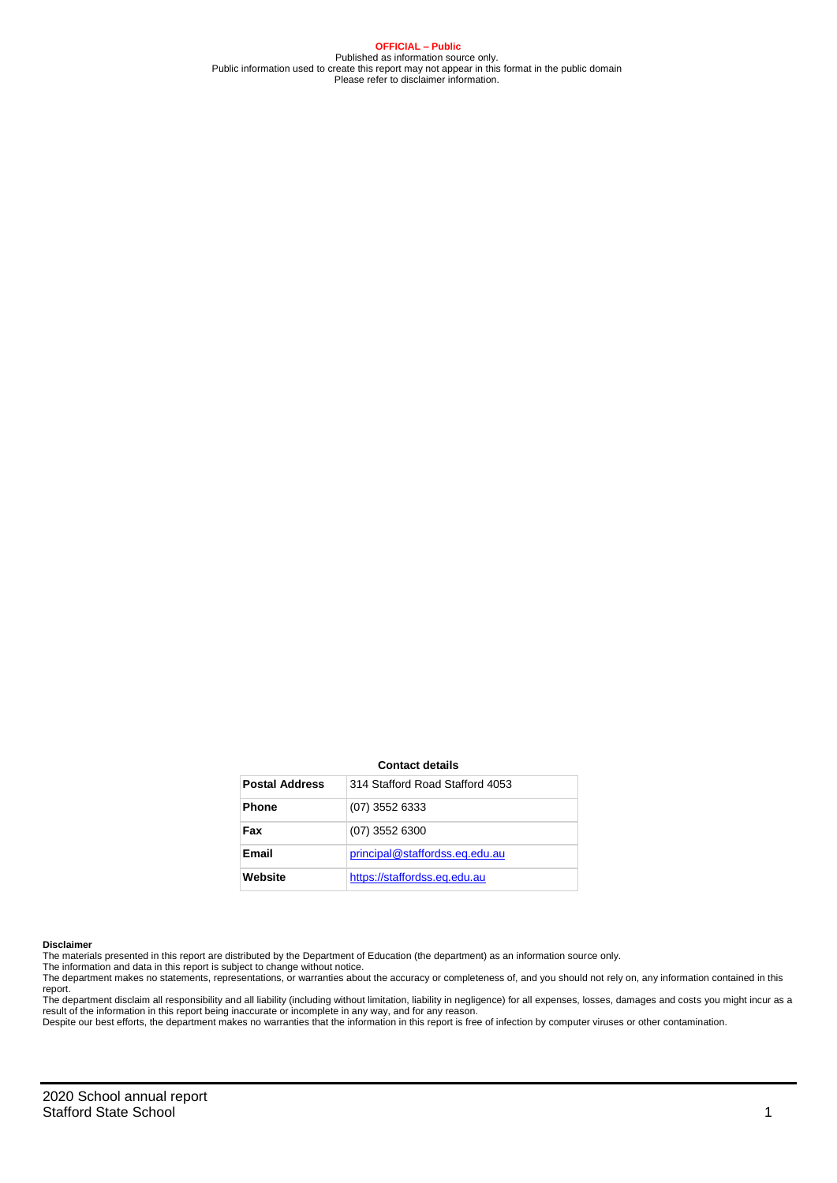**OFFICIAL – Public**

Published as information source only.

Public information used to create this report may not appear in this format in the public domain

Please refer to disclaimer information.

**Contact details**

| Postal Address | 314 Stafford Road Stafford 4053 |
| --- | --- |
| Phone | (07) 3552 6333 |
| Fax | (07) 3552 6300 |
| Email | principal@staffordss.eq.edu.au |
| Website | https://staffordss.eq.edu.au |

**Disclaimer**

The materials presented in this report are distributed by the Department of Education (the department) as an information source only.

The information and data in this report is subject to change without notice.

The department makes no statements, representations, or warranties about the accuracy or completeness of, and you should not rely on, any information contained in this report.

The department disclaim all responsibility and all liability (including without limitation, liability in negligence) for all expenses, losses, damages and costs you might incur as a result of the information in this report being inaccurate or incomplete in any way, and for any reason.

Despite our best efforts, the department makes no warranties that the information in this report is free of infection by computer viruses or other contamination.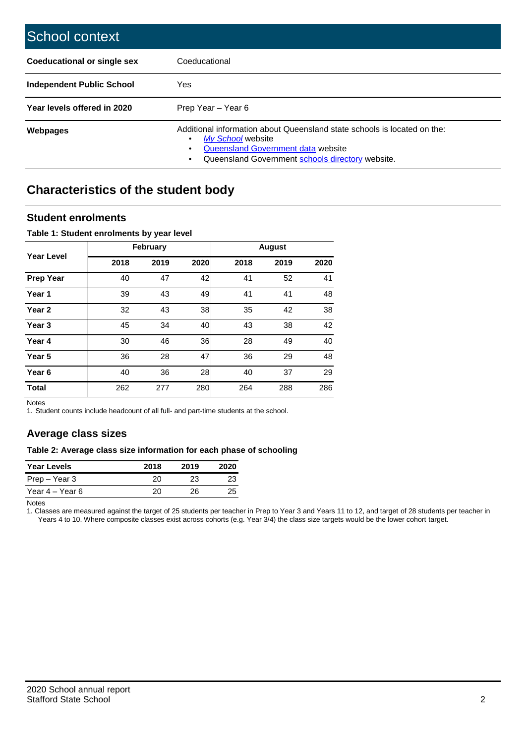# School context

| Coeducational or single sex | Coeducational |
|---|---|
| Independent Public School | Yes |
| Year levels offered in 2020 | Prep Year – Year 6 |
| Webpages | Additional information about Queensland state schools is located on the: <br>• *My School* website<br>• Queensland Government data website<br>• Queensland Government schools directory website. |

## Characteristics of the student body

### Student enrolments

**Table 1: Student enrolments by year level**

| Year Level | February | | | August | | |
|---|---|---|---|---|---|---|
| | 2018 | 2019 | 2020 | 2018 | 2019 | 2020 |
| **Prep Year** | 40 | 47 | 42 | 41 | 52 | 41 |
| **Year 1** | 39 | 43 | 49 | 41 | 41 | 48 |
| **Year 2** | 32 | 43 | 38 | 35 | 42 | 38 |
| **Year 3** | 45 | 34 | 40 | 43 | 38 | 42 |
| **Year 4** | 30 | 46 | 36 | 28 | 49 | 40 |
| **Year 5** | 36 | 28 | 47 | 36 | 29 | 48 |
| **Year 6** | 40 | 36 | 28 | 40 | 37 | 29 |
| **Total** | 262 | 277 | 280 | 264 | 288 | 286 |

Notes
1. Student counts include headcount of all full- and part-time students at the school.

### Average class sizes

**Table 2: Average class size information for each phase of schooling**

| Year Levels | 2018 | 2019 | 2020 |
|---|---|---|---|
| Prep – Year 3 | 20 | 23 | 23 |
| Year 4 – Year 6 | 20 | 26 | 25 |

Notes
1. Classes are measured against the target of 25 students per teacher in Prep to Year 3 and Years 11 to 12, and target of 28 students per teacher in Years 4 to 10. Where composite classes exist across cohorts (e.g. Year 3/4) the class size targets would be the lower cohort target.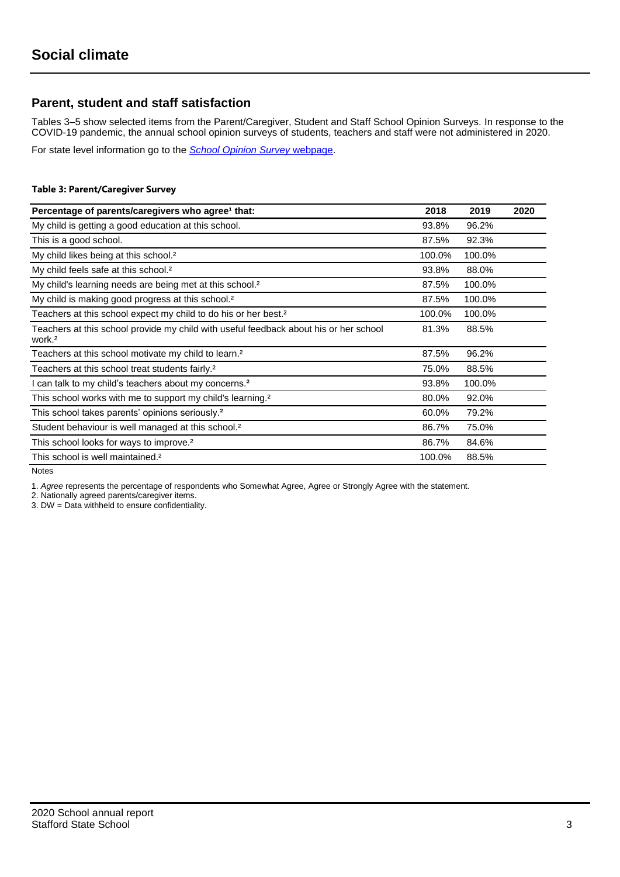# Social climate

## Parent, student and staff satisfaction

Tables 3–5 show selected items from the Parent/Caregiver, Student and Staff School Opinion Surveys. In response to the COVID-19 pandemic, the annual school opinion surveys of students, teachers and staff were not administered in 2020.

For state level information go to the *School Opinion Survey* webpage.

**Table 3: Parent/Caregiver Survey**

| Percentage of parents/caregivers who agree[1] that: | 2018 | 2019 | 2020 |
|---|---|---|---|
| My child is getting a good education at this school. | 93.8% | 96.2% | |
| This is a good school. | 87.5% | 92.3% | |
| My child likes being at this school.[2] | 100.0% | 100.0% | |
| My child feels safe at this school.[2] | 93.8% | 88.0% | |
| My child's learning needs are being met at this school.[2] | 87.5% | 100.0% | |
| My child is making good progress at this school.[2] | 87.5% | 100.0% | |
| Teachers at this school expect my child to do his or her best.[2] | 100.0% | 100.0% | |
| Teachers at this school provide my child with useful feedback about his or her school work.[2] | 81.3% | 88.5% | |
| Teachers at this school motivate my child to learn.[2] | 87.5% | 96.2% | |
| Teachers at this school treat students fairly.[2] | 75.0% | 88.5% | |
| I can talk to my child's teachers about my concerns.[2] | 93.8% | 100.0% | |
| This school works with me to support my child's learning.[2] | 80.0% | 92.0% | |
| This school takes parents' opinions seriously.[2] | 60.0% | 79.2% | |
| Student behaviour is well managed at this school.[2] | 86.7% | 75.0% | |
| This school looks for ways to improve.[2] | 86.7% | 84.6% | |
| This school is well maintained.[2] | 100.0% | 88.5% | |

Notes

1. *Agree* represents the percentage of respondents who Somewhat Agree, Agree or Strongly Agree with the statement.
2. Nationally agreed parents/caregiver items.
3. DW = Data withheld to ensure confidentiality.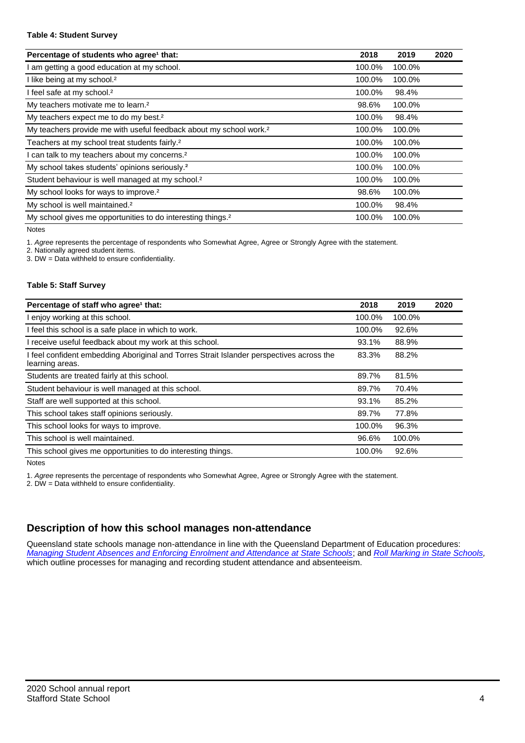**Table 4: Student Survey**

| Percentage of students who agree[1] that: | 2018 | 2019 | 2020 |
|---|---|---|---|
| I am getting a good education at my school. | 100.0% | 100.0% | |
| I like being at my school.[2] | 100.0% | 100.0% | |
| I feel safe at my school.[2] | 100.0% | 98.4% | |
| My teachers motivate me to learn.[2] | 98.6% | 100.0% | |
| My teachers expect me to do my best.[2] | 100.0% | 98.4% | |
| My teachers provide me with useful feedback about my school work.[2] | 100.0% | 100.0% | |
| Teachers at my school treat students fairly.[2] | 100.0% | 100.0% | |
| I can talk to my teachers about my concerns.[2] | 100.0% | 100.0% | |
| My school takes students' opinions seriously.[2] | 100.0% | 100.0% | |
| Student behaviour is well managed at my school.[2] | 100.0% | 100.0% | |
| My school looks for ways to improve.[2] | 98.6% | 100.0% | |
| My school is well maintained.[2] | 100.0% | 98.4% | |
| My school gives me opportunities to do interesting things.[2] | 100.0% | 100.0% | |

Notes

1. *Agree* represents the percentage of respondents who Somewhat Agree, Agree or Strongly Agree with the statement.
2. Nationally agreed student items.
3. DW = Data withheld to ensure confidentiality.

**Table 5: Staff Survey**

| Percentage of staff who agree[1] that: | 2018 | 2019 | 2020 |
|---|---|---|---|
| I enjoy working at this school. | 100.0% | 100.0% | |
| I feel this school is a safe place in which to work. | 100.0% | 92.6% | |
| I receive useful feedback about my work at this school. | 93.1% | 88.9% | |
| I feel confident embedding Aboriginal and Torres Strait Islander perspectives across the learning areas. | 83.3% | 88.2% | |
| Students are treated fairly at this school. | 89.7% | 81.5% | |
| Student behaviour is well managed at this school. | 89.7% | 70.4% | |
| Staff are well supported at this school. | 93.1% | 85.2% | |
| This school takes staff opinions seriously. | 89.7% | 77.8% | |
| This school looks for ways to improve. | 100.0% | 96.3% | |
| This school is well maintained. | 96.6% | 100.0% | |
| This school gives me opportunities to do interesting things. | 100.0% | 92.6% | |

Notes

1. *Agree* represents the percentage of respondents who Somewhat Agree, Agree or Strongly Agree with the statement.
2. DW = Data withheld to ensure confidentiality.

## Description of how this school manages non-attendance

Queensland state schools manage non-attendance in line with the Queensland Department of Education procedures: *Managing Student Absences and Enforcing Enrolment and Attendance at State Schools*; and *Roll Marking in State Schools*, which outline processes for managing and recording student attendance and absenteeism.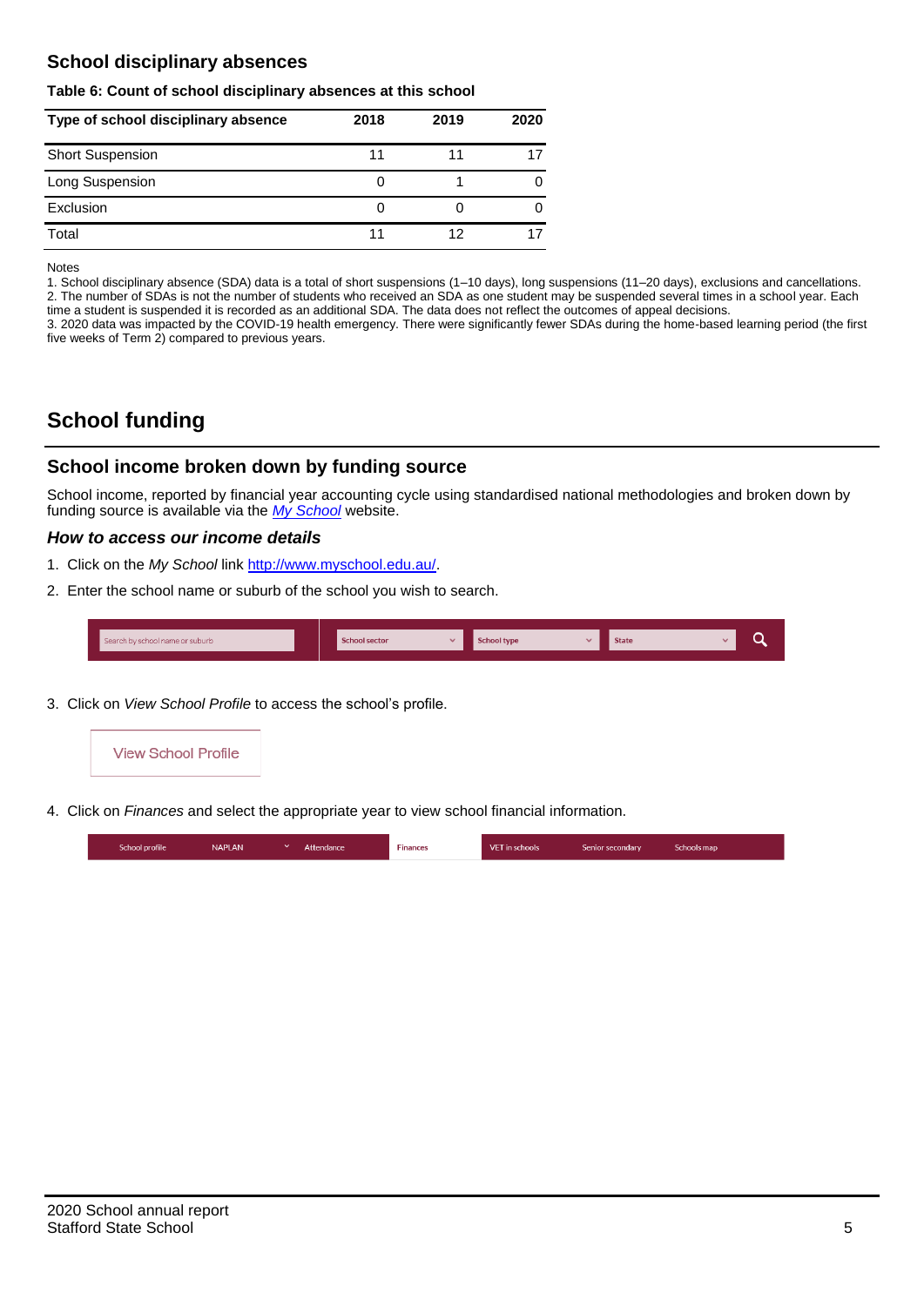## School disciplinary absences

**Table 6: Count of school disciplinary absences at this school**

| Type of school disciplinary absence | 2018 | 2019 | 2020 |
|---|---|---|---|
| Short Suspension | 11 | 11 | 17 |
| Long Suspension | 0 | 1 | 0 |
| Exclusion | 0 | 0 | 0 |
| Total | 11 | 12 | 17 |

Notes

1. School disciplinary absence (SDA) data is a total of short suspensions (1–10 days), long suspensions (11–20 days), exclusions and cancellations.
2. The number of SDAs is not the number of students who received an SDA as one student may be suspended several times in a school year. Each time a student is suspended it is recorded as an additional SDA. The data does not reflect the outcomes of appeal decisions.
3. 2020 data was impacted by the COVID-19 health emergency. There were significantly fewer SDAs during the home-based learning period (the first five weeks of Term 2) compared to previous years.

# School funding

## School income broken down by funding source

School income, reported by financial year accounting cycle using standardised national methodologies and broken down by funding source is available via the [*My School*](http://www.myschool.edu.au/) website.

### *How to access our income details*

1. Click on the *My School* link [http://www.myschool.edu.au/](http://www.myschool.edu.au/).
2. Enter the school name or suburb of the school you wish to search.

   Search by school name or suburb | School sector | School type | State

3. Click on *View School Profile* to access the school's profile.

   View School Profile

4. Click on *Finances* and select the appropriate year to view school financial information.

   School profile | NAPLAN | Attendance | Finances | VET in schools | Senior secondary | Schools map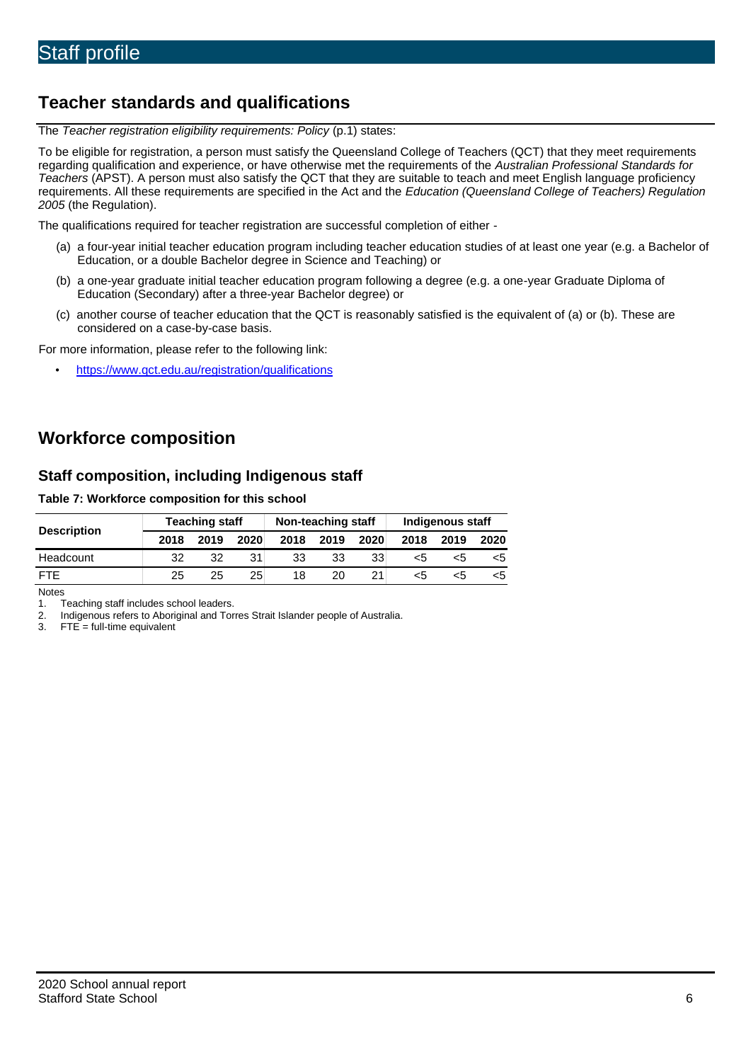# Staff profile

## Teacher standards and qualifications

The *Teacher registration eligibility requirements: Policy* (p.1) states:

To be eligible for registration, a person must satisfy the Queensland College of Teachers (QCT) that they meet requirements regarding qualification and experience, or have otherwise met the requirements of the *Australian Professional Standards for Teachers* (APST). A person must also satisfy the QCT that they are suitable to teach and meet English language proficiency requirements. All these requirements are specified in the Act and the *Education (Queensland College of Teachers) Regulation 2005* (the Regulation).

The qualifications required for teacher registration are successful completion of either -

(a) a four-year initial teacher education program including teacher education studies of at least one year (e.g. a Bachelor of Education, or a double Bachelor degree in Science and Teaching) or

(b) a one-year graduate initial teacher education program following a degree (e.g. a one-year Graduate Diploma of Education (Secondary) after a three-year Bachelor degree) or

(c) another course of teacher education that the QCT is reasonably satisfied is the equivalent of (a) or (b). These are considered on a case-by-case basis.

For more information, please refer to the following link:

- https://www.qct.edu.au/registration/qualifications

## Workforce composition

### Staff composition, including Indigenous staff

**Table 7: Workforce composition for this school**

| Description | Teaching staff | | | Non-teaching staff | | | Indigenous staff | | |
|---|---|---|---|---|---|---|---|---|---|
| | 2018 | 2019 | 2020 | 2018 | 2019 | 2020 | 2018 | 2019 | 2020 |
| Headcount | 32 | 32 | 31 | 33 | 33 | 33 | <5 | <5 | <5 |
| FTE | 25 | 25 | 25 | 18 | 20 | 21 | <5 | <5 | <5 |

Notes

1. Teaching staff includes school leaders.
2. Indigenous refers to Aboriginal and Torres Strait Islander people of Australia.
3. FTE = full-time equivalent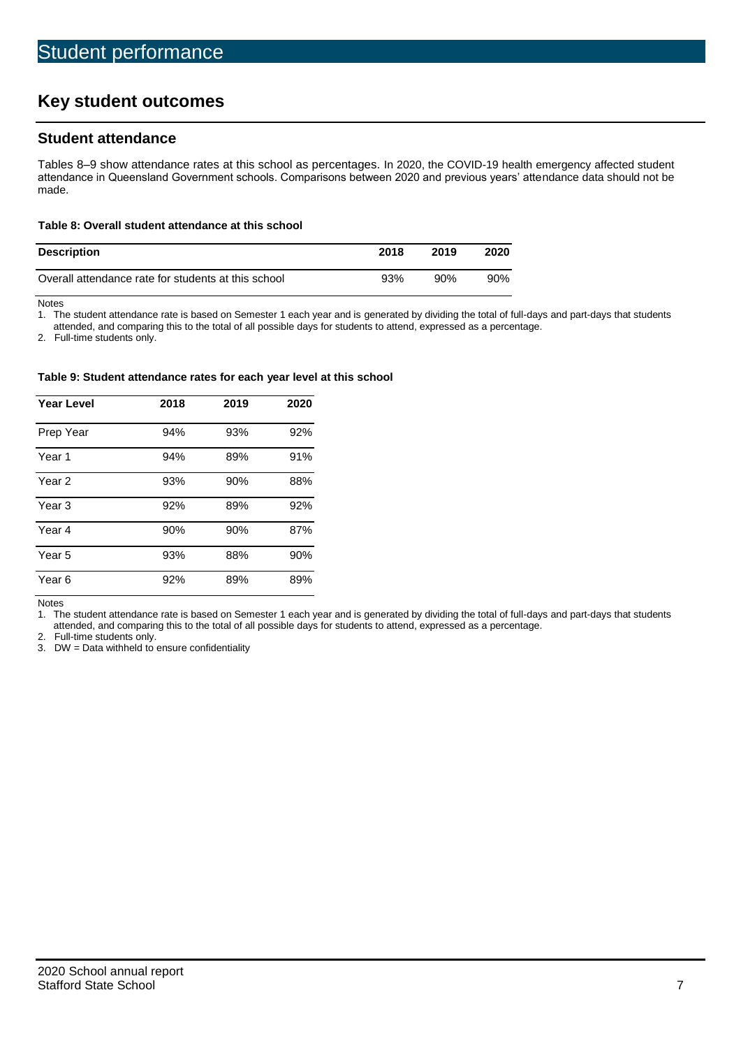# Student performance

## Key student outcomes

### Student attendance

Tables 8–9 show attendance rates at this school as percentages. In 2020, the COVID-19 health emergency affected student attendance in Queensland Government schools. Comparisons between 2020 and previous years' attendance data should not be made.

**Table 8: Overall student attendance at this school**

| Description | 2018 | 2019 | 2020 |
|---|---|---|---|
| Overall attendance rate for students at this school | 93% | 90% | 90% |

Notes

1. The student attendance rate is based on Semester 1 each year and is generated by dividing the total of full-days and part-days that students attended, and comparing this to the total of all possible days for students to attend, expressed as a percentage.
2. Full-time students only.

**Table 9: Student attendance rates for each year level at this school**

| Year Level | 2018 | 2019 | 2020 |
|---|---|---|---|
| Prep Year | 94% | 93% | 92% |
| Year 1 | 94% | 89% | 91% |
| Year 2 | 93% | 90% | 88% |
| Year 3 | 92% | 89% | 92% |
| Year 4 | 90% | 90% | 87% |
| Year 5 | 93% | 88% | 90% |
| Year 6 | 92% | 89% | 89% |

Notes

1. The student attendance rate is based on Semester 1 each year and is generated by dividing the total of full-days and part-days that students attended, and comparing this to the total of all possible days for students to attend, expressed as a percentage.
2. Full-time students only.
3. DW = Data withheld to ensure confidentiality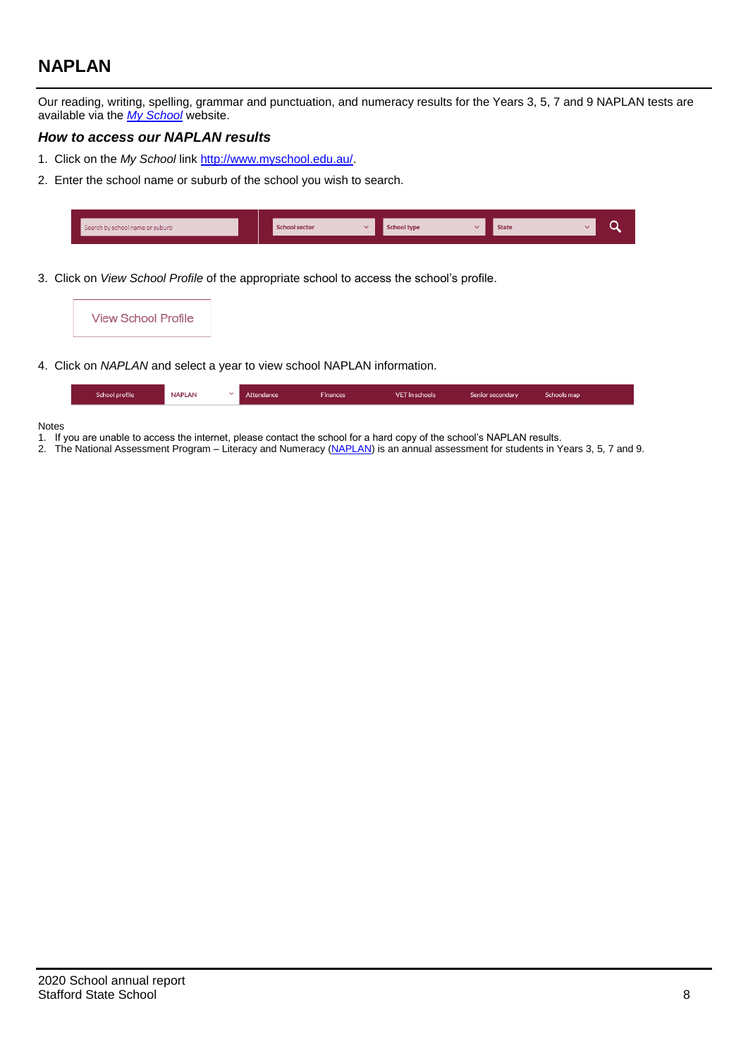## NAPLAN

Our reading, writing, spelling, grammar and punctuation, and numeracy results for the Years 3, 5, 7 and 9 NAPLAN tests are available via the *My School* website.

### *How to access our NAPLAN results*

1. Click on the *My School* link http://www.myschool.edu.au/.
2. Enter the school name or suburb of the school you wish to search.

Search by school name or suburb | School sector | School type | State

3. Click on *View School Profile* of the appropriate school to access the school's profile.

View School Profile

4. Click on *NAPLAN* and select a year to view school NAPLAN information.

School profile | NAPLAN | Attendance | Finances | VET in schools | Senior secondary | Schools map

Notes

1. If you are unable to access the internet, please contact the school for a hard copy of the school's NAPLAN results.
2. The National Assessment Program – Literacy and Numeracy (NAPLAN) is an annual assessment for students in Years 3, 5, 7 and 9.